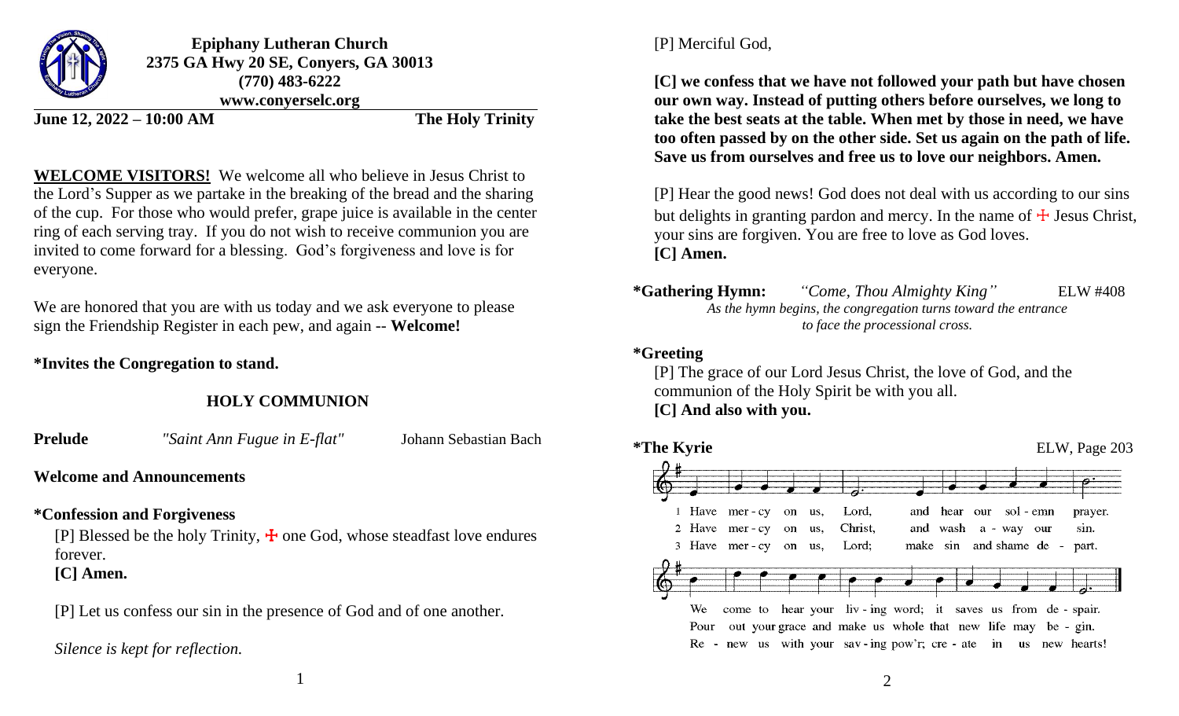**Epiphany Lutheran Church**
**2375 GA Hwy 20 SE, Conyers, GA 30013**
**(770) 483-6222**
**www.conyerselc.org**

**June 12, 2022 – 10:00 AM** **The Holy Trinity**

**WELCOME VISITORS!** We welcome all who believe in Jesus Christ to the Lord's Supper as we partake in the breaking of the bread and the sharing of the cup. For those who would prefer, grape juice is available in the center ring of each serving tray. If you do not wish to receive communion you are invited to come forward for a blessing. God's forgiveness and love is for everyone.

We are honored that you are with us today and we ask everyone to please sign the Friendship Register in each pew, and again -- **Welcome!**

**\*Invites the Congregation to stand.**

## HOLY COMMUNION

**Prelude** *"Saint Ann Fugue in E-flat"* Johann Sebastian Bach

**Welcome and Announcements**

**\*Confession and Forgiveness**

[P] Blessed be the holy Trinity, ☩ one God, whose steadfast love endures forever.
**[C] Amen.**

[P] Let us confess our sin in the presence of God and of one another.

*Silence is kept for reflection.*

[P] Merciful God,

**[C] we confess that we have not followed your path but have chosen our own way. Instead of putting others before ourselves, we long to take the best seats at the table. When met by those in need, we have too often passed by on the other side. Set us again on the path of life. Save us from ourselves and free us to love our neighbors. Amen.**

[P] Hear the good news! God does not deal with us according to our sins but delights in granting pardon and mercy. In the name of ☩ Jesus Christ, your sins are forgiven. You are free to love as God loves.
**[C] Amen.**

**\*Gathering Hymn:** *"Come, Thou Almighty King"* ELW #408

*As the hymn begins, the congregation turns toward the entrance to face the processional cross.*

**\*Greeting**

[P] The grace of our Lord Jesus Christ, the love of God, and the communion of the Holy Spirit be with you all.
**[C] And also with you.**

**\*The Kyrie** ELW, Page 203

1 Have mercy on us, Lord, and hear our solemn prayer. We come to hear your living word; it saves us from despair.
2 Have mercy on us, Christ, and wash away our sin. Pour out your grace and make us whole that new life may begin.
3 Have mercy on us, Lord; make sin and shame depart. Renew us with your saving pow'r; create in us new hearts!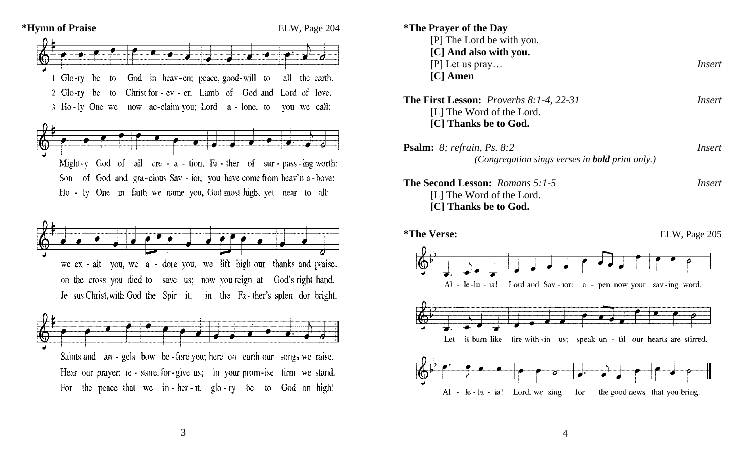**\*Hymn of Praise** ELW, Page 204

1 Glo-ry be to God in heav-en; peace, good-will to all the earth.
Might-y God of all cre - a - tion, Fa - ther of sur - pass - ing worth:
we ex - alt you, we a - dore you, we lift high our thanks and praise.
Saints and an - gels bow be - fore you; here on earth our songs we raise.

2 Glo-ry be to Christ for - ev - er, Lamb of God and Lord of love.
Son of God and gra-cious Sav - ior, you have come from heav'n a - bove;
on the cross you died to save us; now you reign at God's right hand.
Hear our prayer; re - store, for - give us; in your prom - ise firm we stand.

3 Ho - ly One we now ac-claim you; Lord a - lone, to you we call;
Ho - ly One in faith we name you, God most high, yet near to all:
Je - sus Christ, with God the Spir - it, in the Fa - ther's splen - dor bright.
For the peace that we in - her - it, glo - ry be to God on high!

**\*The Prayer of the Day**

[P] The Lord be with you.
**[C] And also with you.**
[P] Let us pray… *Insert*
**[C] Amen**

**The First Lesson:** *Proverbs 8:1-4, 22-31* *Insert*
[L] The Word of the Lord.
**[C] Thanks be to God.**

**Psalm:** *8; refrain, Ps. 8:2* *Insert*
*(Congregation sings verses in **bold** print only.)*

**The Second Lesson:** *Romans 5:1-5* *Insert*
[L] The Word of the Lord.
**[C] Thanks be to God.**

**\*The Verse:** ELW, Page 205

Al - le-lu - ia! Lord and Sav - ior: o - pen now your sav-ing word.
Let it burn like fire with - in us; speak un - til our hearts are stirred.
Al - le - lu - ia! Lord, we sing for the good news that you bring.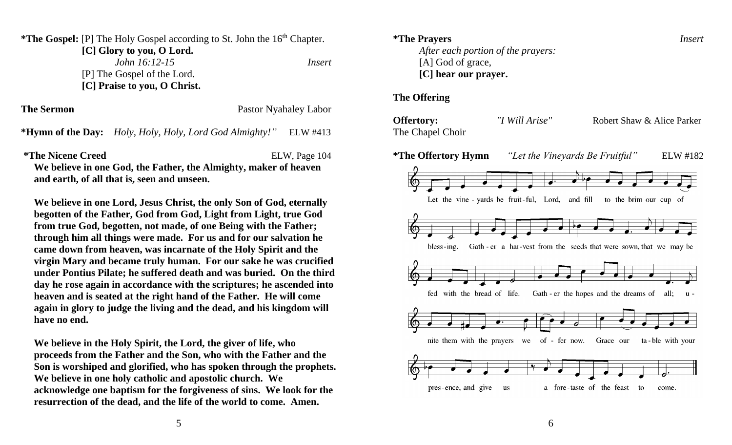**\*The Gospel:** [P] The Holy Gospel according to St. John the 16th Chapter.

**[C] Glory to you, O Lord.**

*John 16:12-15* *Insert*

[P] The Gospel of the Lord.

**[C] Praise to you, O Christ.**

**The Sermon** Pastor Nyahaley Labor

**\*Hymn of the Day:** *Holy, Holy, Holy, Lord God Almighty!"* ELW #413

**\*The Nicene Creed** ELW, Page 104

**We believe in one God, the Father, the Almighty, maker of heaven and earth, of all that is, seen and unseen.**

**We believe in one Lord, Jesus Christ, the only Son of God, eternally begotten of the Father, God from God, Light from Light, true God from true God, begotten, not made, of one Being with the Father; through him all things were made. For us and for our salvation he came down from heaven, was incarnate of the Holy Spirit and the virgin Mary and became truly human. For our sake he was crucified under Pontius Pilate; he suffered death and was buried. On the third day he rose again in accordance with the scriptures; he ascended into heaven and is seated at the right hand of the Father. He will come again in glory to judge the living and the dead, and his kingdom will have no end.**

**We believe in the Holy Spirit, the Lord, the giver of life, who proceeds from the Father and the Son, who with the Father and the Son is worshiped and glorified, who has spoken through the prophets. We believe in one holy catholic and apostolic church. We acknowledge one baptism for the forgiveness of sins. We look for the resurrection of the dead, and the life of the world to come. Amen.**

**\*The Prayers** *Insert*

*After each portion of the prayers:*

[A] God of grace,

**[C] hear our prayer.**

**The Offering**

**Offertory:** *"I Will Arise"* Robert Shaw & Alice Parker

The Chapel Choir

**\*The Offertory Hymn** *"Let the Vineyards Be Fruitful"* ELW #182

Let the vine - yards be fruit-ful, Lord, and fill to the brim our cup of bless-ing. Gath - er a har-vest from the seeds that were sown, that we may be fed with the bread of life. Gath - er the hopes and the dreams of all; u - nite them with the prayers we of - fer now. Grace our ta - ble with your pres-ence, and give us a fore-taste of the feast to come.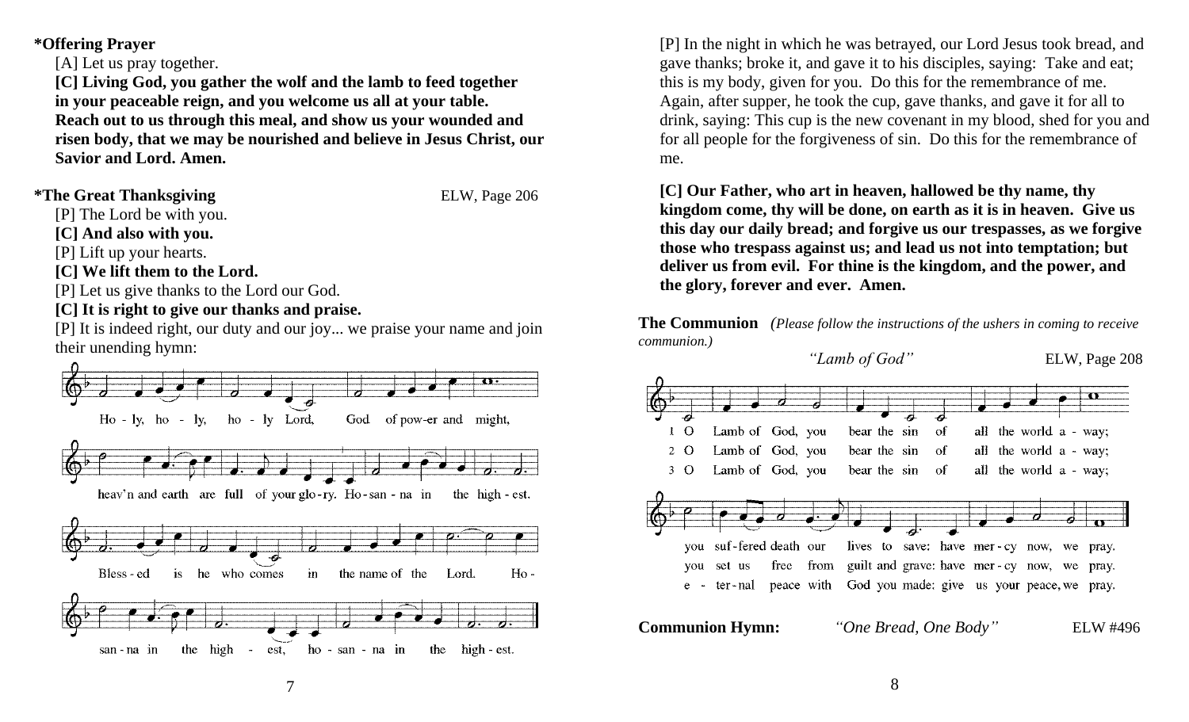**\*Offering Prayer**

[A] Let us pray together.

**[C] Living God, you gather the wolf and the lamb to feed together in your peaceable reign, and you welcome us all at your table. Reach out to us through this meal, and show us your wounded and risen body, that we may be nourished and believe in Jesus Christ, our Savior and Lord. Amen.**

**\*The Great Thanksgiving** ELW, Page 206

[P] The Lord be with you.

**[C] And also with you.**

[P] Lift up your hearts.

**[C] We lift them to the Lord.**

[P] Let us give thanks to the Lord our God.

**[C] It is right to give our thanks and praise.**

[P] It is indeed right, our duty and our joy... we praise your name and join their unending hymn:

Ho - ly, ho - ly, ho - ly Lord, God of pow-er and might, heav'n and earth are full of your glo - ry. Ho - san - na in the high - est. Bless - ed is he who comes in the name of the Lord. Ho - san - na in the high - est, ho - san - na in the high - est.

[P] In the night in which he was betrayed, our Lord Jesus took bread, and gave thanks; broke it, and gave it to his disciples, saying: Take and eat; this is my body, given for you. Do this for the remembrance of me. Again, after supper, he took the cup, gave thanks, and gave it for all to drink, saying: This cup is the new covenant in my blood, shed for you and for all people for the forgiveness of sin. Do this for the remembrance of me.

**[C] Our Father, who art in heaven, hallowed be thy name, thy kingdom come, thy will be done, on earth as it is in heaven. Give us this day our daily bread; and forgive us our trespasses, as we forgive those who trespass against us; and lead us not into temptation; but deliver us from evil. For thine is the kingdom, and the power, and the glory, forever and ever. Amen.**

**The Communion** *(Please follow the instructions of the ushers in coming to receive communion.)*

*"Lamb of God"* ELW, Page 208

1 O Lamb of God, you bear the sin of all the world a - way; you suf - fered death our lives to save: have mer - cy now, we pray.

2 O Lamb of God, you bear the sin of all the world a - way; you set us free from guilt and grave: have mer - cy now, we pray.

3 O Lamb of God, you bear the sin of all the world a - way; e - ter - nal peace with God you made: give us your peace, we pray.

**Communion Hymn:** *"One Bread, One Body"* ELW #496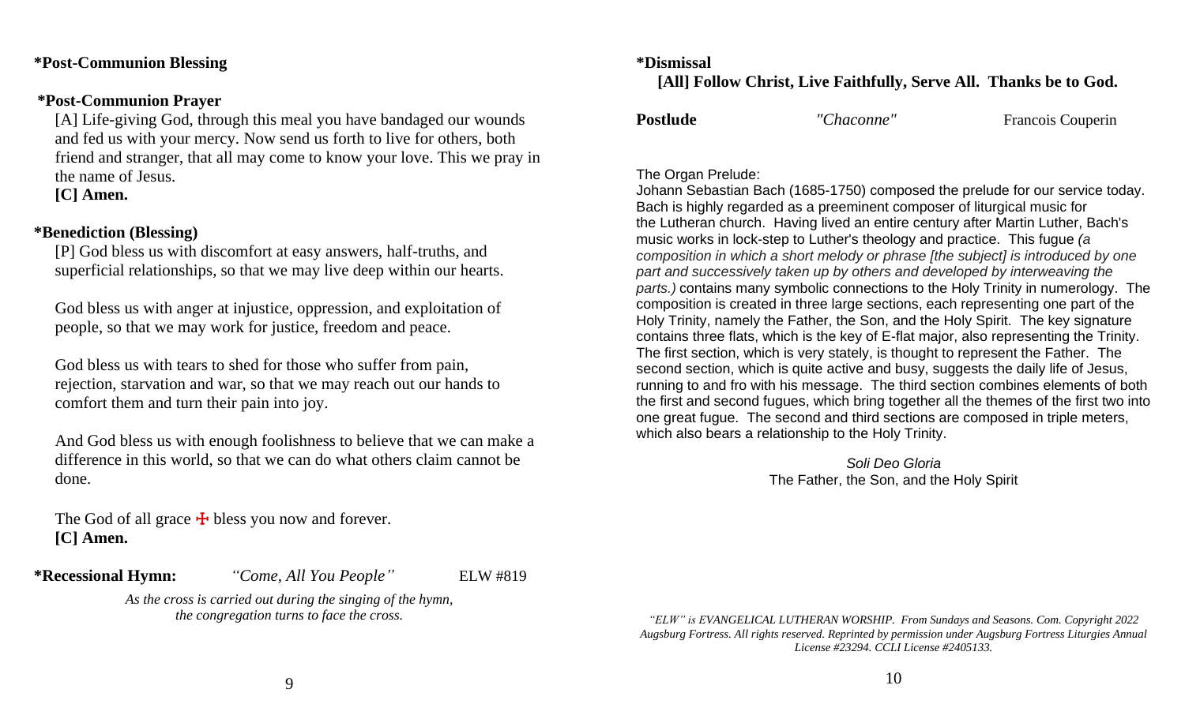**\*Post-Communion Blessing**

**\*Post-Communion Prayer**

[A] Life-giving God, through this meal you have bandaged our wounds and fed us with your mercy. Now send us forth to live for others, both friend and stranger, that all may come to know your love. This we pray in the name of Jesus.
**[C] Amen.**

**\*Benediction (Blessing)**

[P] God bless us with discomfort at easy answers, half-truths, and superficial relationships, so that we may live deep within our hearts.

God bless us with anger at injustice, oppression, and exploitation of people, so that we may work for justice, freedom and peace.

God bless us with tears to shed for those who suffer from pain, rejection, starvation and war, so that we may reach out our hands to comfort them and turn their pain into joy.

And God bless us with enough foolishness to believe that we can make a difference in this world, so that we can do what others claim cannot be done.

The God of all grace ☩ bless you now and forever.
**[C] Amen.**

**\*Recessional Hymn:** *"Come, All You People"* ELW #819

*As the cross is carried out during the singing of the hymn, the congregation turns to face the cross.*

**\*Dismissal**
**[All] Follow Christ, Live Faithfully, Serve All. Thanks be to God.**

**Postlude** *"Chaconne"* Francois Couperin

The Organ Prelude:
Johann Sebastian Bach (1685-1750) composed the prelude for our service today. Bach is highly regarded as a preeminent composer of liturgical music for the Lutheran church. Having lived an entire century after Martin Luther, Bach's music works in lock-step to Luther's theology and practice. This fugue *(a composition in which a short melody or phrase [the subject] is introduced by one part and successively taken up by others and developed by interweaving the parts.)* contains many symbolic connections to the Holy Trinity in numerology. The composition is created in three large sections, each representing one part of the Holy Trinity, namely the Father, the Son, and the Holy Spirit. The key signature contains three flats, which is the key of E-flat major, also representing the Trinity. The first section, which is very stately, is thought to represent the Father. The second section, which is quite active and busy, suggests the daily life of Jesus, running to and fro with his message. The third section combines elements of both the first and second fugues, which bring together all the themes of the first two into one great fugue. The second and third sections are composed in triple meters, which also bears a relationship to the Holy Trinity.

*Soli Deo Gloria*
The Father, the Son, and the Holy Spirit

*"ELW" is EVANGELICAL LUTHERAN WORSHIP. From Sundays and Seasons. Com. Copyright 2022 Augsburg Fortress. All rights reserved. Reprinted by permission under Augsburg Fortress Liturgies Annual License #23294. CCLI License #2405133.*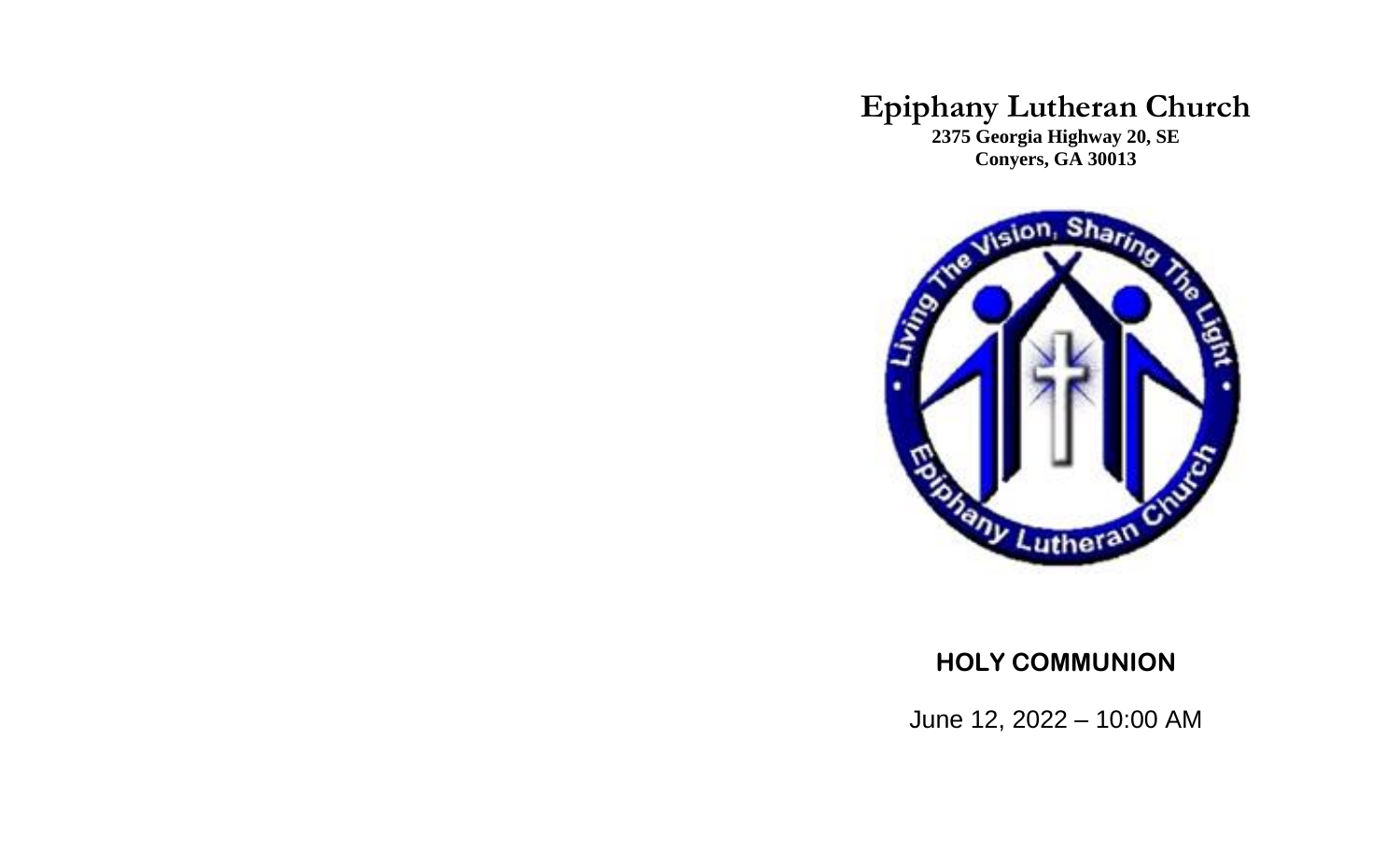# Epiphany Lutheran Church

**2375 Georgia Highway 20, SE**
**Conyers, GA 30013**

## HOLY COMMUNION

June 12, 2022 – 10:00 AM